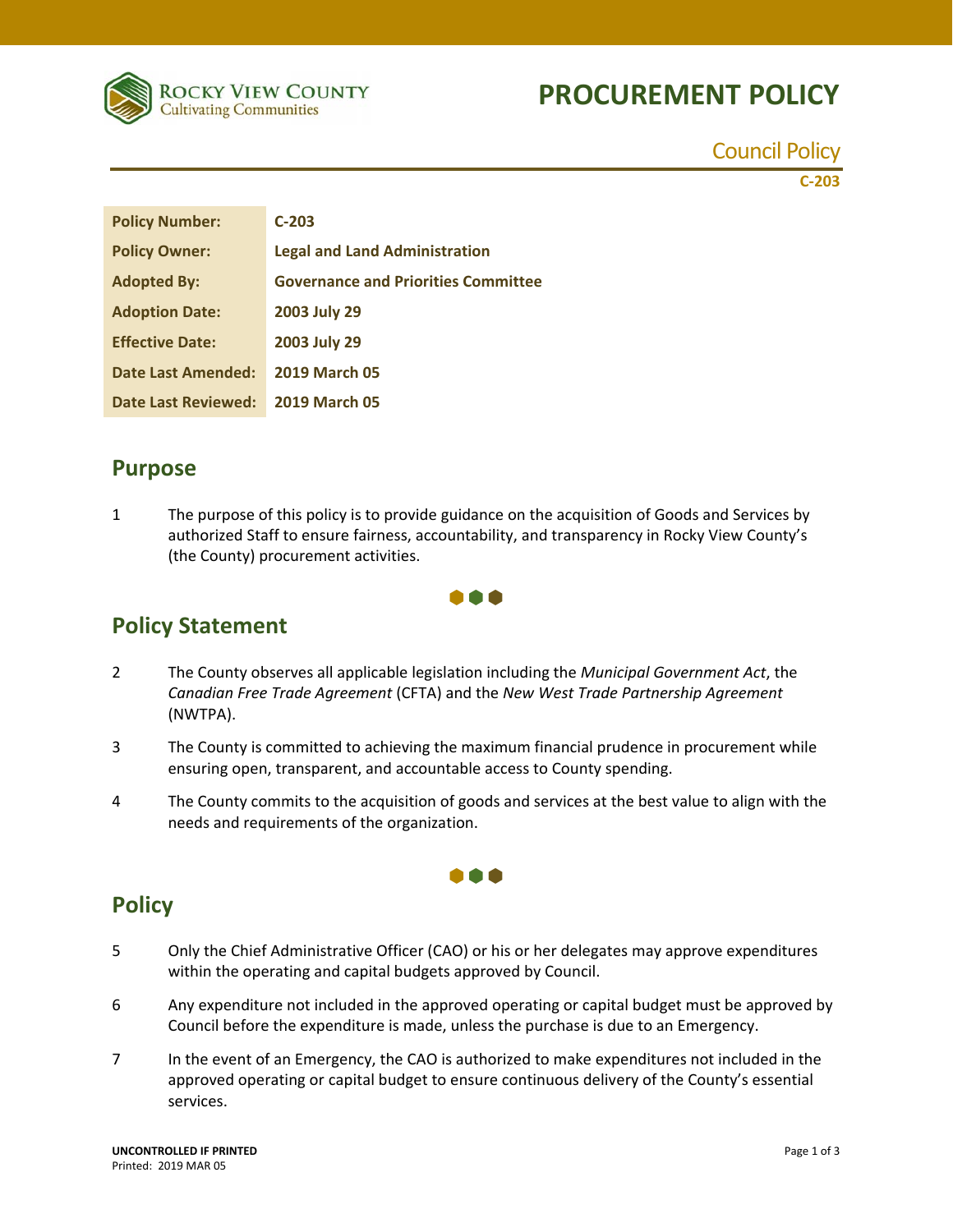# PROCUREMENT POLICY

Council Policy

C-203

| Policy Number: | C-203 |
|---|---|
| Policy Owner: | Legal and Land Administration |
| Adopted By: | Governance and Priorities Committee |
| Adoption Date: | 2003 July 29 |
| Effective Date: | 2003 July 29 |
| Date Last Amended: | 2019 March 05 |
| Date Last Reviewed: | 2019 March 05 |

## Purpose

1 The purpose of this policy is to provide guidance on the acquisition of Goods and Services by authorized Staff to ensure fairness, accountability, and transparency in Rocky View County's (the County) procurement activities.

## Policy Statement

2 The County observes all applicable legislation including the *Municipal Government Act*, the *Canadian Free Trade Agreement* (CFTA) and the *New West Trade Partnership Agreement* (NWTPA).

3 The County is committed to achieving the maximum financial prudence in procurement while ensuring open, transparent, and accountable access to County spending.

4 The County commits to the acquisition of goods and services at the best value to align with the needs and requirements of the organization.

## Policy

5 Only the Chief Administrative Officer (CAO) or his or her delegates may approve expenditures within the operating and capital budgets approved by Council.

6 Any expenditure not included in the approved operating or capital budget must be approved by Council before the expenditure is made, unless the purchase is due to an Emergency.

7 In the event of an Emergency, the CAO is authorized to make expenditures not included in the approved operating or capital budget to ensure continuous delivery of the County's essential services.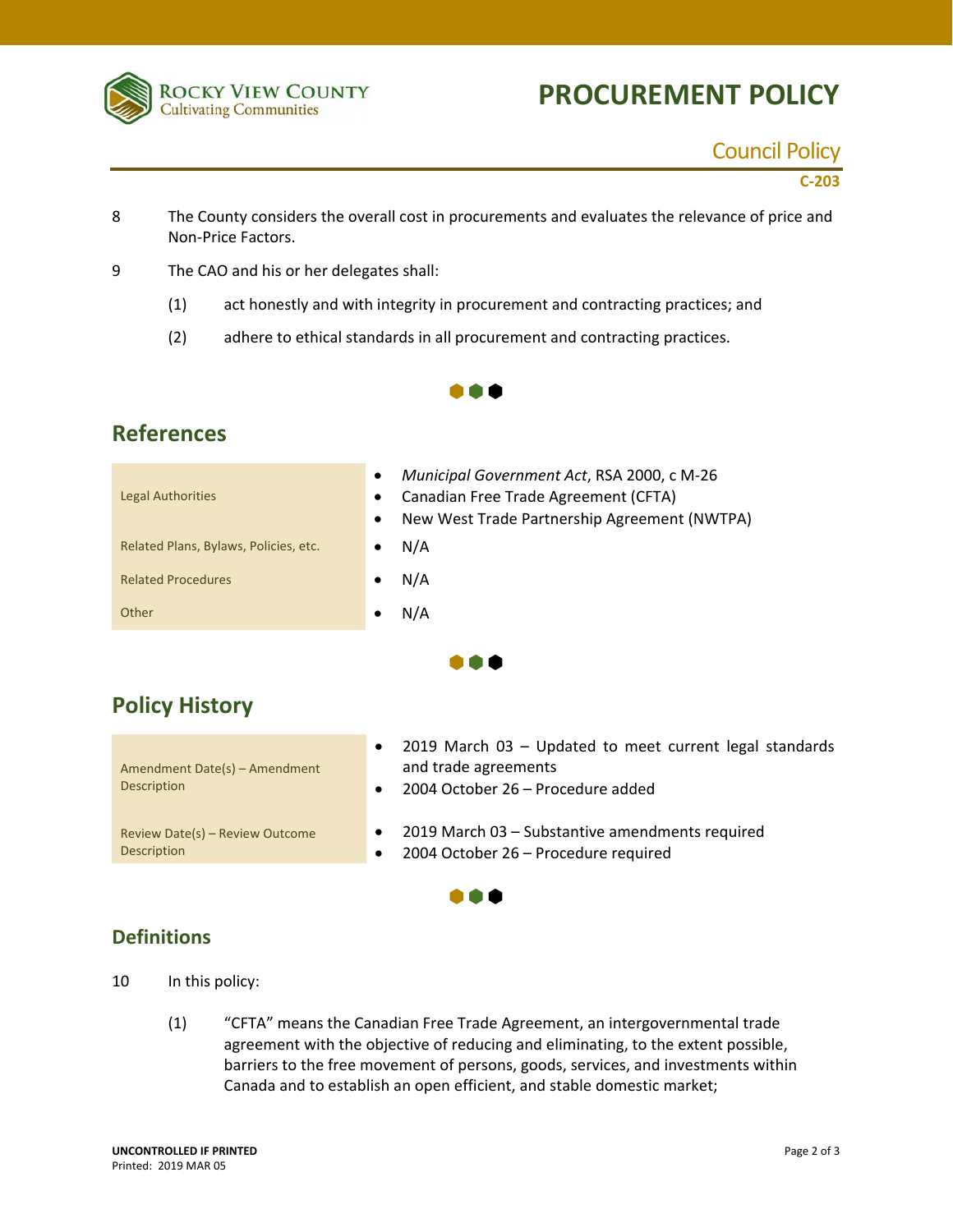8 The County considers the overall cost in procurements and evaluates the relevance of price and Non-Price Factors.

9 The CAO and his or her delegates shall:

(1) act honestly and with integrity in procurement and contracting practices; and

(2) adhere to ethical standards in all procurement and contracting practices.

## References

| | |
|---|---|
| Legal Authorities | • *Municipal Government Act*, RSA 2000, c M-26<br>• Canadian Free Trade Agreement (CFTA)<br>• New West Trade Partnership Agreement (NWTPA) |
| Related Plans, Bylaws, Policies, etc. | • N/A |
| Related Procedures | • N/A |
| Other | • N/A |

## Policy History

| | |
|---|---|
| Amendment Date(s) – Amendment Description | • 2019 March 03 – Updated to meet current legal standards and trade agreements<br>• 2004 October 26 – Procedure added |
| Review Date(s) – Review Outcome Description | • 2019 March 03 – Substantive amendments required<br>• 2004 October 26 – Procedure required |

## Definitions

10 In this policy:

(1) "CFTA" means the Canadian Free Trade Agreement, an intergovernmental trade agreement with the objective of reducing and eliminating, to the extent possible, barriers to the free movement of persons, goods, services, and investments within Canada and to establish an open efficient, and stable domestic market;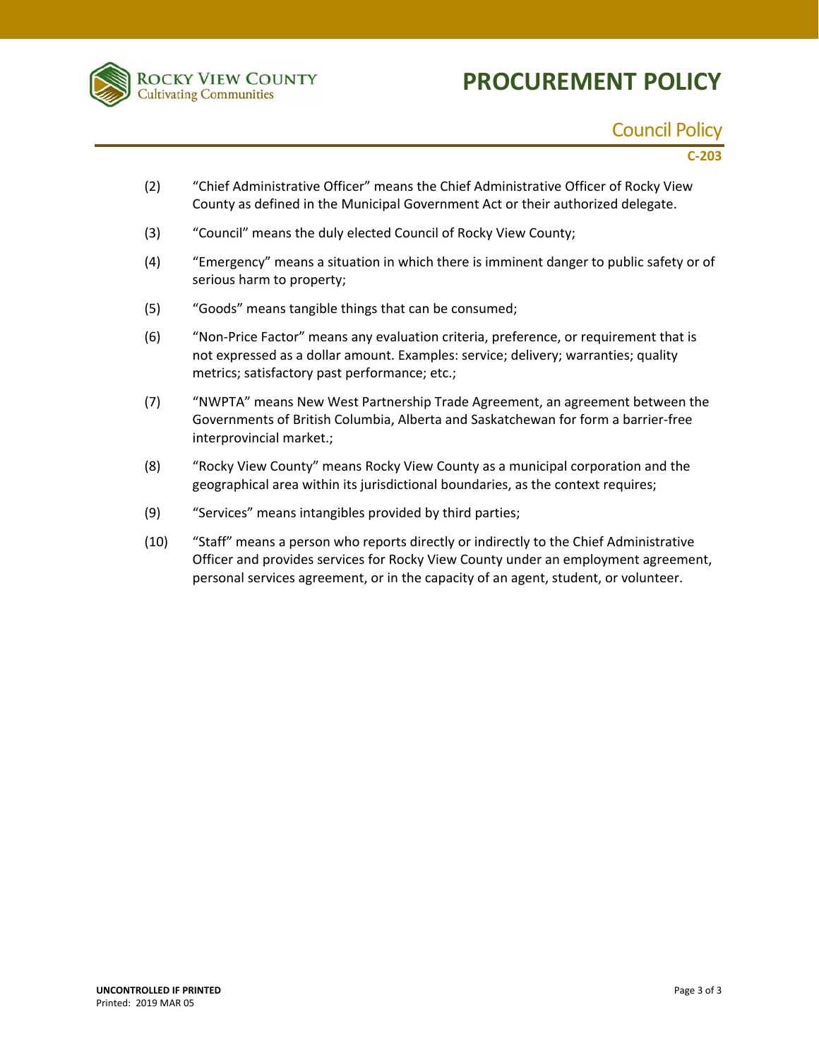(2) "Chief Administrative Officer" means the Chief Administrative Officer of Rocky View County as defined in the Municipal Government Act or their authorized delegate.

(3) "Council" means the duly elected Council of Rocky View County;

(4) "Emergency" means a situation in which there is imminent danger to public safety or of serious harm to property;

(5) "Goods" means tangible things that can be consumed;

(6) "Non-Price Factor" means any evaluation criteria, preference, or requirement that is not expressed as a dollar amount. Examples: service; delivery; warranties; quality metrics; satisfactory past performance; etc.;

(7) "NWPTA" means New West Partnership Trade Agreement, an agreement between the Governments of British Columbia, Alberta and Saskatchewan for form a barrier-free interprovincial market.;

(8) "Rocky View County" means Rocky View County as a municipal corporation and the geographical area within its jurisdictional boundaries, as the context requires;

(9) "Services" means intangibles provided by third parties;

(10) "Staff" means a person who reports directly or indirectly to the Chief Administrative Officer and provides services for Rocky View County under an employment agreement, personal services agreement, or in the capacity of an agent, student, or volunteer.